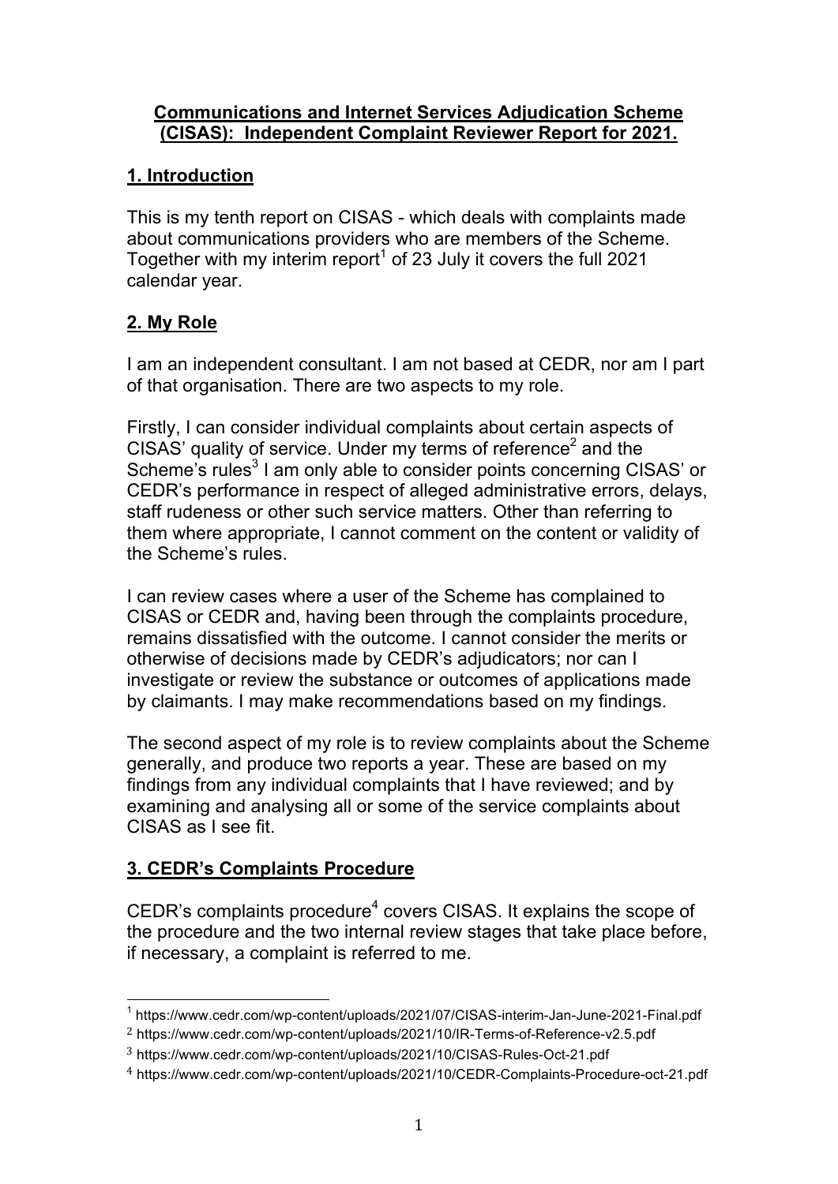**Communications and Internet Services Adjudication Scheme (CISAS): Independent Complaint Reviewer Report for 2021.**

## 1. Introduction

This is my tenth report on CISAS - which deals with complaints made about communications providers who are members of the Scheme. Together with my interim report[1] of 23 July it covers the full 2021 calendar year.

## 2. My Role

I am an independent consultant. I am not based at CEDR, nor am I part of that organisation. There are two aspects to my role.

Firstly, I can consider individual complaints about certain aspects of CISAS' quality of service. Under my terms of reference[2] and the Scheme's rules[3] I am only able to consider points concerning CISAS' or CEDR's performance in respect of alleged administrative errors, delays, staff rudeness or other such service matters. Other than referring to them where appropriate, I cannot comment on the content or validity of the Scheme's rules.

I can review cases where a user of the Scheme has complained to CISAS or CEDR and, having been through the complaints procedure, remains dissatisfied with the outcome. I cannot consider the merits or otherwise of decisions made by CEDR's adjudicators; nor can I investigate or review the substance or outcomes of applications made by claimants. I may make recommendations based on my findings.

The second aspect of my role is to review complaints about the Scheme generally, and produce two reports a year. These are based on my findings from any individual complaints that I have reviewed; and by examining and analysing all or some of the service complaints about CISAS as I see fit.

## 3. CEDR's Complaints Procedure

CEDR's complaints procedure[4] covers CISAS. It explains the scope of the procedure and the two internal review stages that take place before, if necessary, a complaint is referred to me.

---

[1] https://www.cedr.com/wp-content/uploads/2021/07/CISAS-interim-Jan-June-2021-Final.pdf

[2] https://www.cedr.com/wp-content/uploads/2021/10/IR-Terms-of-Reference-v2.5.pdf

[3] https://www.cedr.com/wp-content/uploads/2021/10/CISAS-Rules-Oct-21.pdf

[4] https://www.cedr.com/wp-content/uploads/2021/10/CEDR-Complaints-Procedure-oct-21.pdf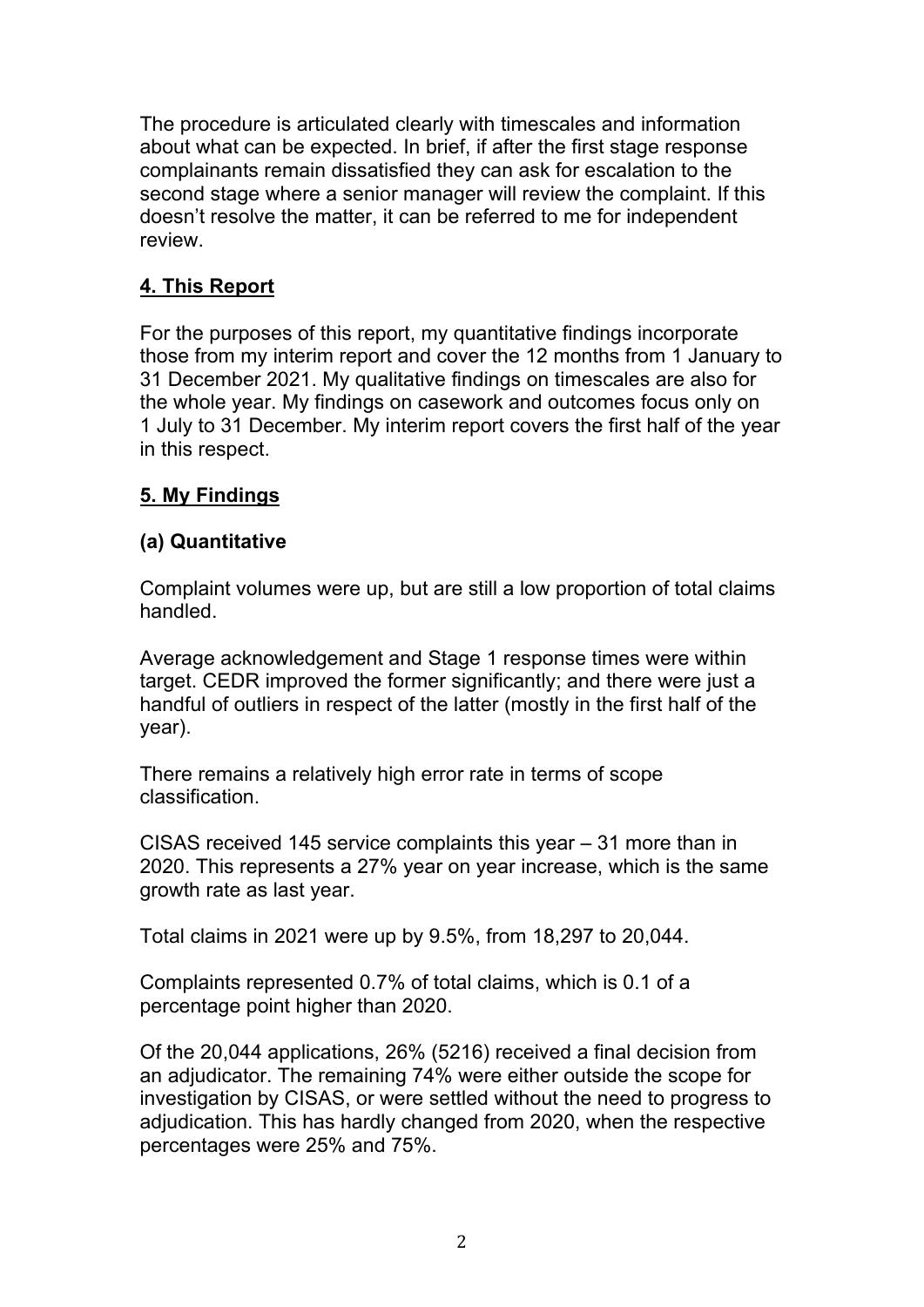The procedure is articulated clearly with timescales and information about what can be expected. In brief, if after the first stage response complainants remain dissatisfied they can ask for escalation to the second stage where a senior manager will review the complaint. If this doesn't resolve the matter, it can be referred to me for independent review.

## 4. This Report

For the purposes of this report, my quantitative findings incorporate those from my interim report and cover the 12 months from 1 January to 31 December 2021. My qualitative findings on timescales are also for the whole year. My findings on casework and outcomes focus only on 1 July to 31 December. My interim report covers the first half of the year in this respect.

## 5. My Findings

### (a) Quantitative

Complaint volumes were up, but are still a low proportion of total claims handled.

Average acknowledgement and Stage 1 response times were within target. CEDR improved the former significantly; and there were just a handful of outliers in respect of the latter (mostly in the first half of the year).

There remains a relatively high error rate in terms of scope classification.

CISAS received 145 service complaints this year – 31 more than in 2020. This represents a 27% year on year increase, which is the same growth rate as last year.

Total claims in 2021 were up by 9.5%, from 18,297 to 20,044.

Complaints represented 0.7% of total claims, which is 0.1 of a percentage point higher than 2020.

Of the 20,044 applications, 26% (5216) received a final decision from an adjudicator. The remaining 74% were either outside the scope for investigation by CISAS, or were settled without the need to progress to adjudication. This has hardly changed from 2020, when the respective percentages were 25% and 75%.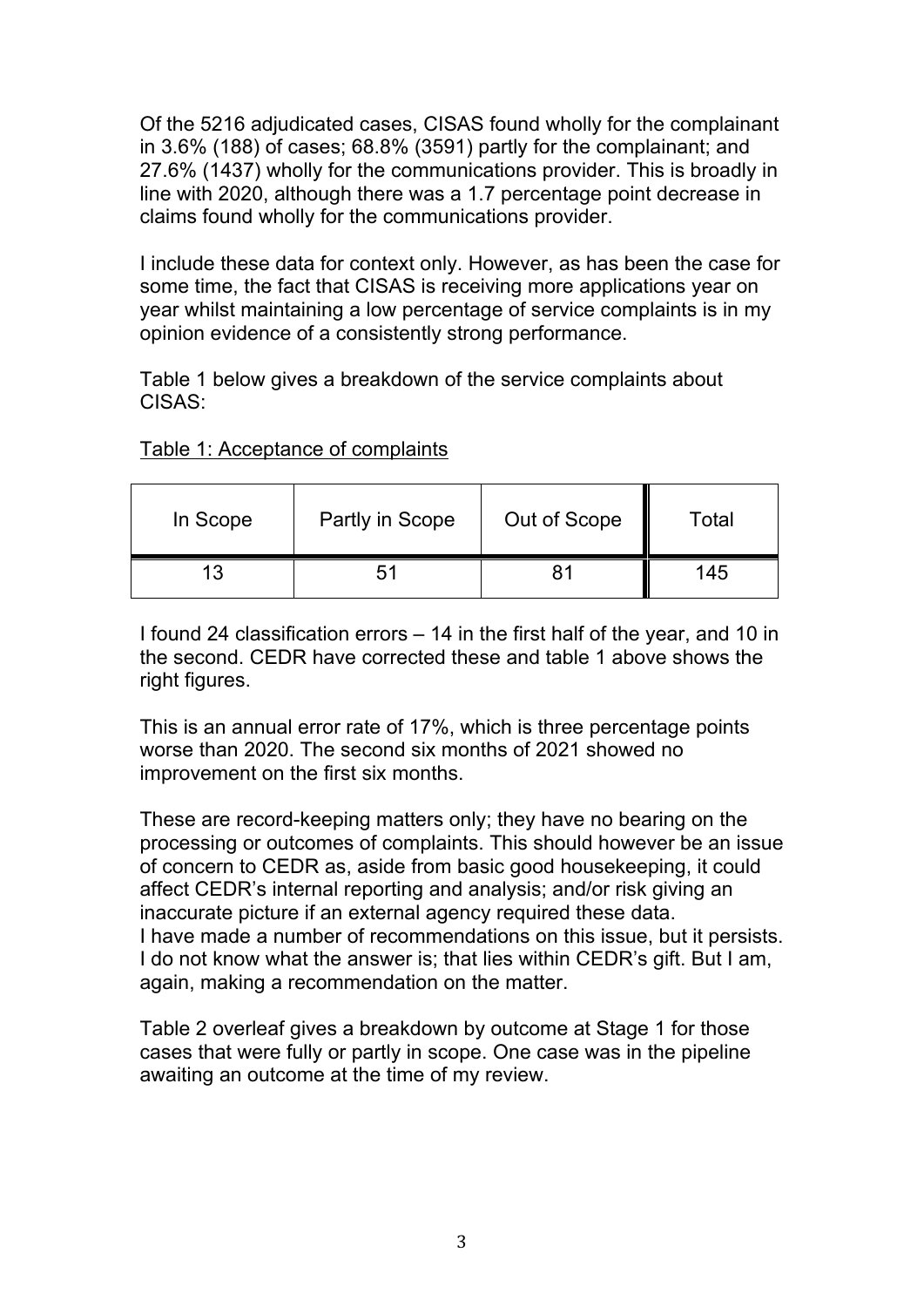Of the 5216 adjudicated cases, CISAS found wholly for the complainant in 3.6% (188) of cases; 68.8% (3591) partly for the complainant; and 27.6% (1437) wholly for the communications provider. This is broadly in line with 2020, although there was a 1.7 percentage point decrease in claims found wholly for the communications provider.

I include these data for context only. However, as has been the case for some time, the fact that CISAS is receiving more applications year on year whilst maintaining a low percentage of service complaints is in my opinion evidence of a consistently strong performance.

Table 1 below gives a breakdown of the service complaints about CISAS:

Table 1: Acceptance of complaints

| In Scope | Partly in Scope | Out of Scope | Total |
|---|---|---|---|
| 13 | 51 | 81 | 145 |

I found 24 classification errors – 14 in the first half of the year, and 10 in the second. CEDR have corrected these and table 1 above shows the right figures.

This is an annual error rate of 17%, which is three percentage points worse than 2020. The second six months of 2021 showed no improvement on the first six months.

These are record-keeping matters only; they have no bearing on the processing or outcomes of complaints. This should however be an issue of concern to CEDR as, aside from basic good housekeeping, it could affect CEDR's internal reporting and analysis; and/or risk giving an inaccurate picture if an external agency required these data.
I have made a number of recommendations on this issue, but it persists. I do not know what the answer is; that lies within CEDR's gift. But I am, again, making a recommendation on the matter.

Table 2 overleaf gives a breakdown by outcome at Stage 1 for those cases that were fully or partly in scope. One case was in the pipeline awaiting an outcome at the time of my review.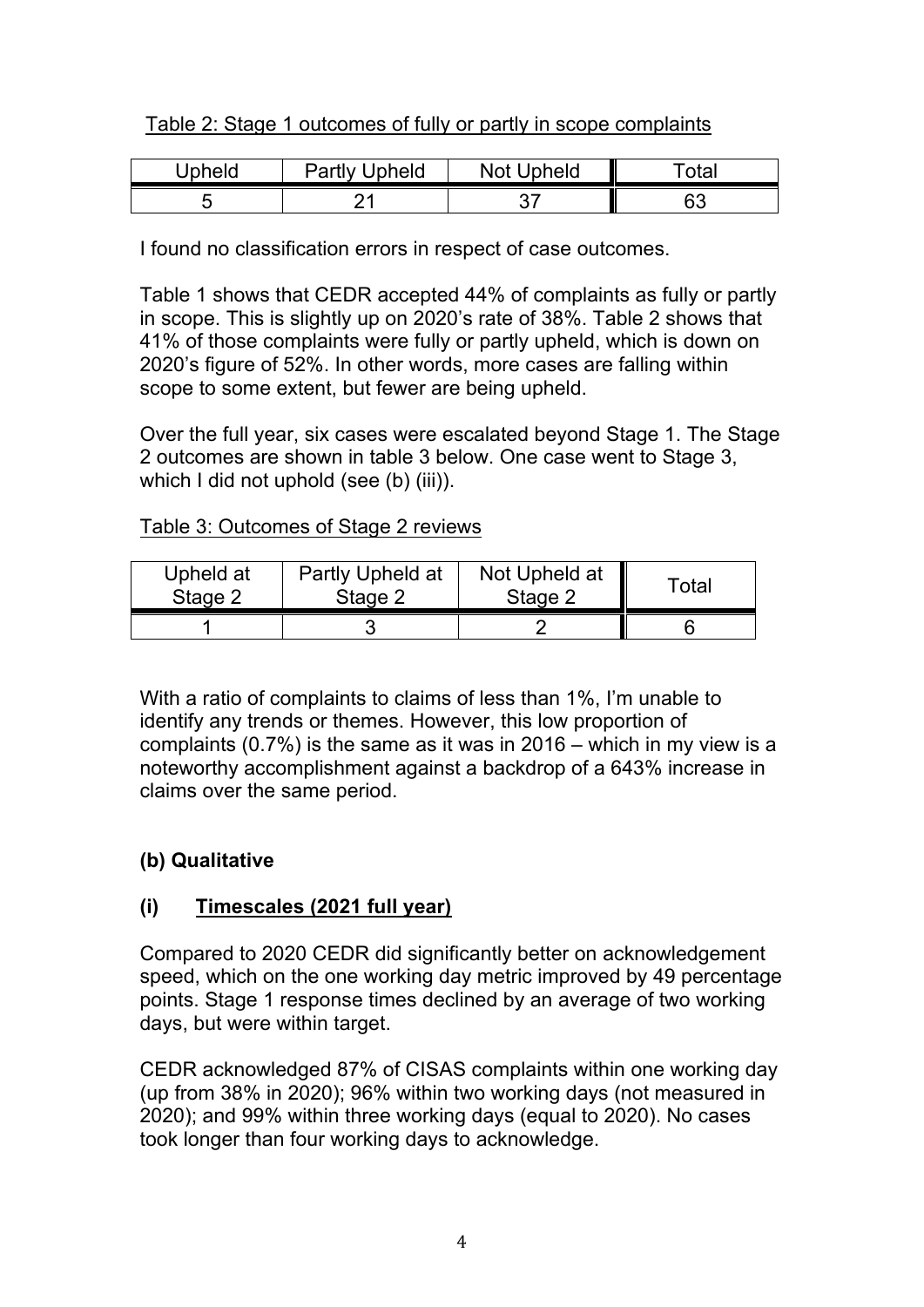Table 2: Stage 1 outcomes of fully or partly in scope complaints

| Upheld | Partly Upheld | Not Upheld | Total |
|---|---|---|---|
| 5 | 21 | 37 | 63 |

I found no classification errors in respect of case outcomes.

Table 1 shows that CEDR accepted 44% of complaints as fully or partly in scope. This is slightly up on 2020's rate of 38%. Table 2 shows that 41% of those complaints were fully or partly upheld, which is down on 2020's figure of 52%. In other words, more cases are falling within scope to some extent, but fewer are being upheld.

Over the full year, six cases were escalated beyond Stage 1. The Stage 2 outcomes are shown in table 3 below. One case went to Stage 3, which I did not uphold (see (b) (iii)).

Table 3: Outcomes of Stage 2 reviews

| Upheld at Stage 2 | Partly Upheld at Stage 2 | Not Upheld at Stage 2 | Total |
|---|---|---|---|
| 1 | 3 | 2 | 6 |

With a ratio of complaints to claims of less than 1%, I'm unable to identify any trends or themes. However, this low proportion of complaints (0.7%) is the same as it was in 2016 – which in my view is a noteworthy accomplishment against a backdrop of a 643% increase in claims over the same period.

**(b) Qualitative**

**(i) Timescales (2021 full year)**

Compared to 2020 CEDR did significantly better on acknowledgement speed, which on the one working day metric improved by 49 percentage points. Stage 1 response times declined by an average of two working days, but were within target.

CEDR acknowledged 87% of CISAS complaints within one working day (up from 38% in 2020); 96% within two working days (not measured in 2020); and 99% within three working days (equal to 2020). No cases took longer than four working days to acknowledge.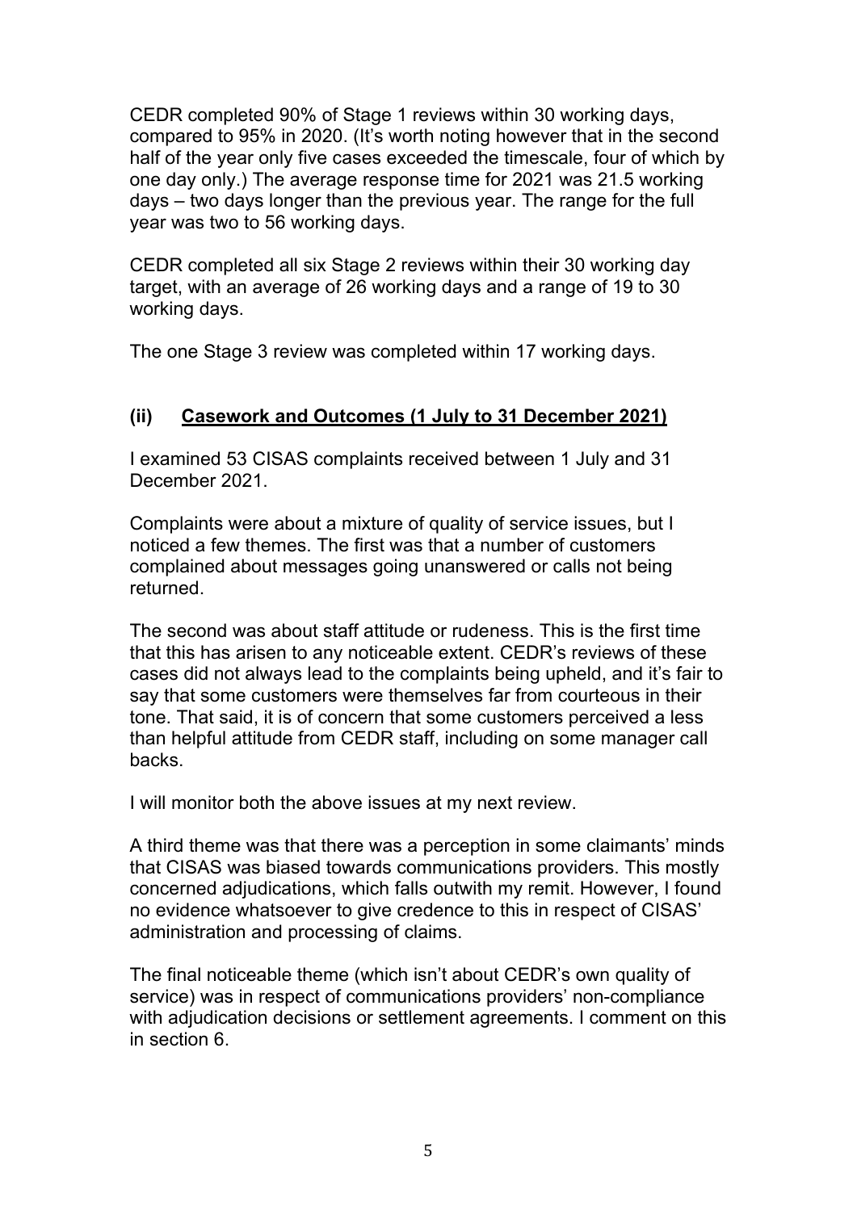CEDR completed 90% of Stage 1 reviews within 30 working days, compared to 95% in 2020. (It's worth noting however that in the second half of the year only five cases exceeded the timescale, four of which by one day only.) The average response time for 2021 was 21.5 working days – two days longer than the previous year. The range for the full year was two to 56 working days.

CEDR completed all six Stage 2 reviews within their 30 working day target, with an average of 26 working days and a range of 19 to 30 working days.

The one Stage 3 review was completed within 17 working days.

### (ii) Casework and Outcomes (1 July to 31 December 2021)

I examined 53 CISAS complaints received between 1 July and 31 December 2021.

Complaints were about a mixture of quality of service issues, but I noticed a few themes. The first was that a number of customers complained about messages going unanswered or calls not being returned.

The second was about staff attitude or rudeness. This is the first time that this has arisen to any noticeable extent. CEDR's reviews of these cases did not always lead to the complaints being upheld, and it's fair to say that some customers were themselves far from courteous in their tone. That said, it is of concern that some customers perceived a less than helpful attitude from CEDR staff, including on some manager call backs.

I will monitor both the above issues at my next review.

A third theme was that there was a perception in some claimants' minds that CISAS was biased towards communications providers. This mostly concerned adjudications, which falls outwith my remit. However, I found no evidence whatsoever to give credence to this in respect of CISAS' administration and processing of claims.

The final noticeable theme (which isn't about CEDR's own quality of service) was in respect of communications providers' non-compliance with adjudication decisions or settlement agreements. I comment on this in section 6.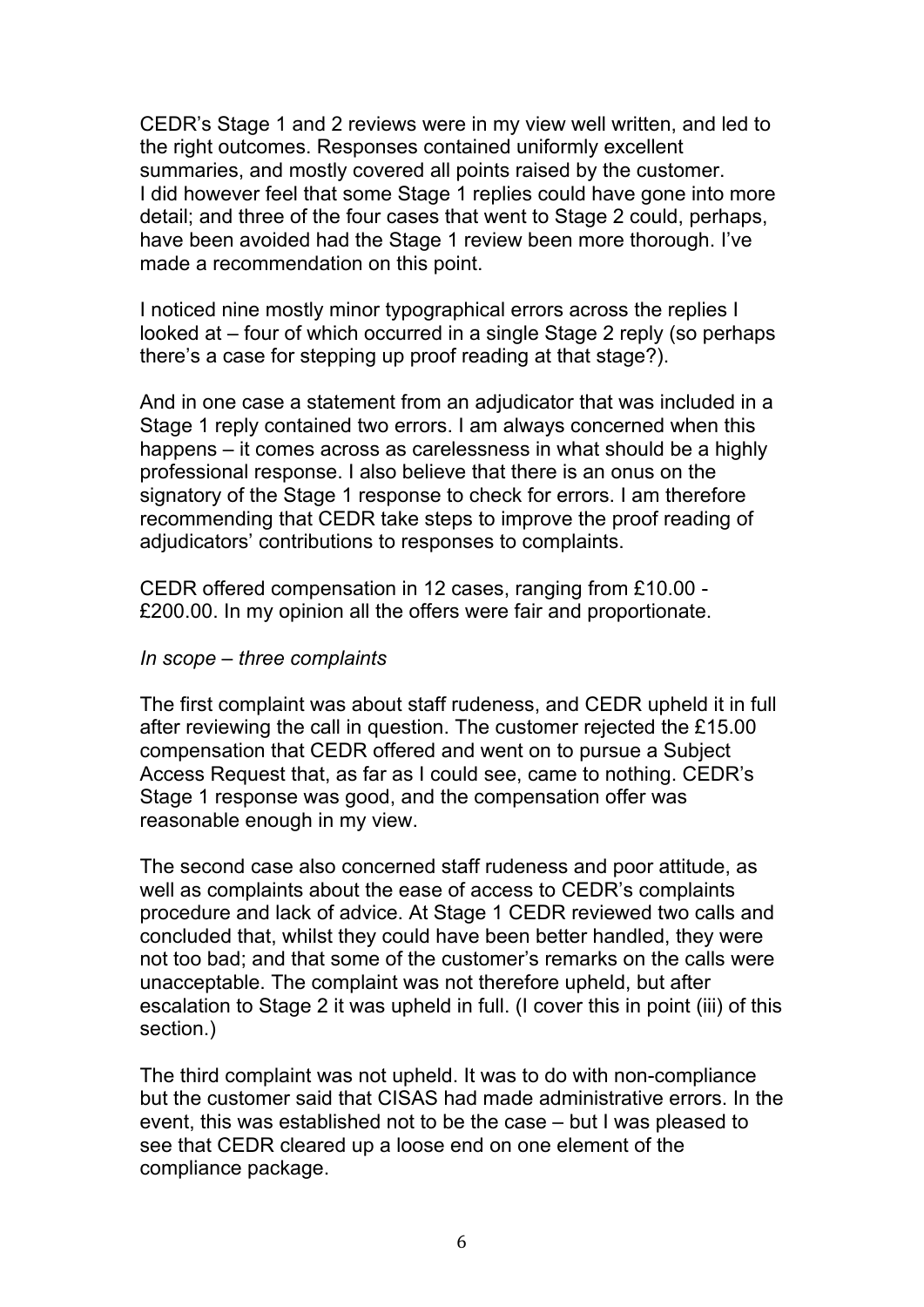CEDR's Stage 1 and 2 reviews were in my view well written, and led to the right outcomes. Responses contained uniformly excellent summaries, and mostly covered all points raised by the customer. I did however feel that some Stage 1 replies could have gone into more detail; and three of the four cases that went to Stage 2 could, perhaps, have been avoided had the Stage 1 review been more thorough. I've made a recommendation on this point.

I noticed nine mostly minor typographical errors across the replies I looked at – four of which occurred in a single Stage 2 reply (so perhaps there's a case for stepping up proof reading at that stage?).

And in one case a statement from an adjudicator that was included in a Stage 1 reply contained two errors. I am always concerned when this happens – it comes across as carelessness in what should be a highly professional response. I also believe that there is an onus on the signatory of the Stage 1 response to check for errors. I am therefore recommending that CEDR take steps to improve the proof reading of adjudicators' contributions to responses to complaints.

CEDR offered compensation in 12 cases, ranging from £10.00 - £200.00. In my opinion all the offers were fair and proportionate.

*In scope – three complaints*

The first complaint was about staff rudeness, and CEDR upheld it in full after reviewing the call in question. The customer rejected the £15.00 compensation that CEDR offered and went on to pursue a Subject Access Request that, as far as I could see, came to nothing. CEDR's Stage 1 response was good, and the compensation offer was reasonable enough in my view.

The second case also concerned staff rudeness and poor attitude, as well as complaints about the ease of access to CEDR's complaints procedure and lack of advice. At Stage 1 CEDR reviewed two calls and concluded that, whilst they could have been better handled, they were not too bad; and that some of the customer's remarks on the calls were unacceptable. The complaint was not therefore upheld, but after escalation to Stage 2 it was upheld in full. (I cover this in point (iii) of this section.)

The third complaint was not upheld. It was to do with non-compliance but the customer said that CISAS had made administrative errors. In the event, this was established not to be the case – but I was pleased to see that CEDR cleared up a loose end on one element of the compliance package.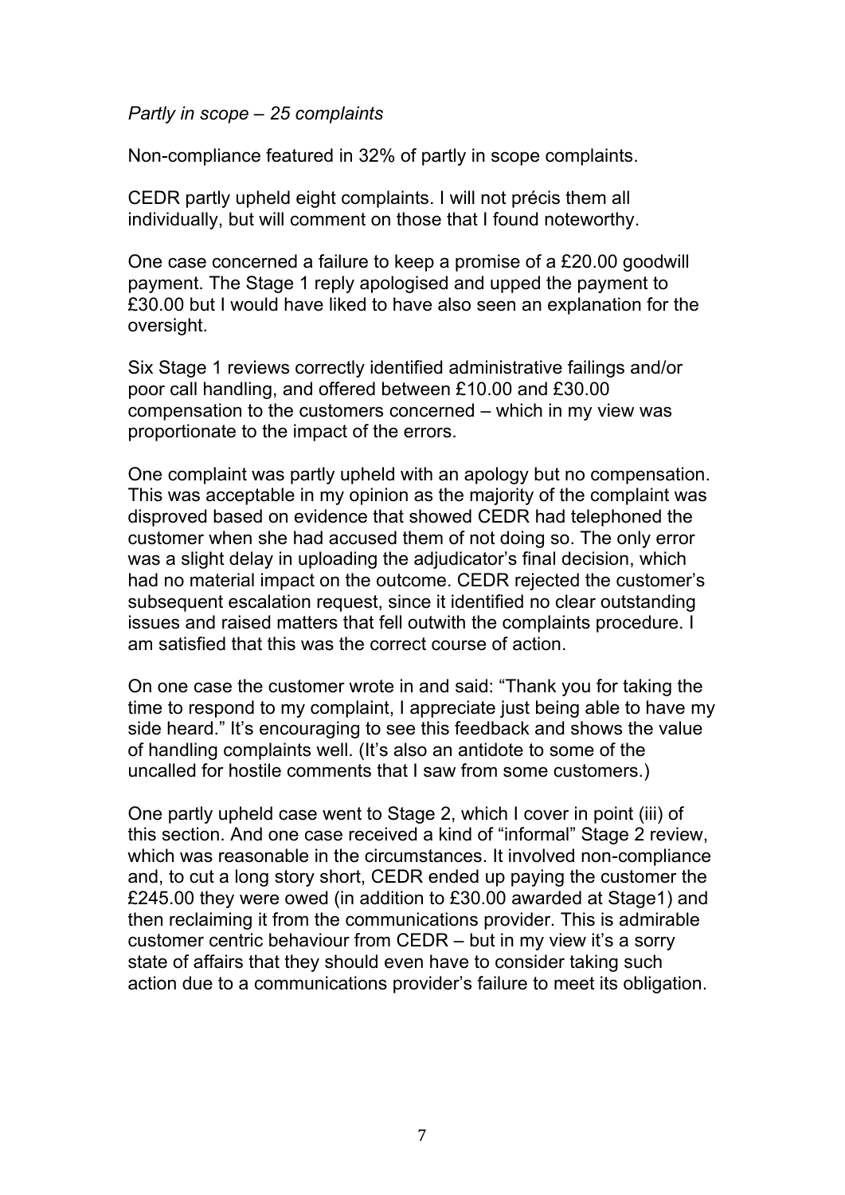*Partly in scope – 25 complaints*

Non-compliance featured in 32% of partly in scope complaints.

CEDR partly upheld eight complaints. I will not précis them all individually, but will comment on those that I found noteworthy.

One case concerned a failure to keep a promise of a £20.00 goodwill payment. The Stage 1 reply apologised and upped the payment to £30.00 but I would have liked to have also seen an explanation for the oversight.

Six Stage 1 reviews correctly identified administrative failings and/or poor call handling, and offered between £10.00 and £30.00 compensation to the customers concerned – which in my view was proportionate to the impact of the errors.

One complaint was partly upheld with an apology but no compensation. This was acceptable in my opinion as the majority of the complaint was disproved based on evidence that showed CEDR had telephoned the customer when she had accused them of not doing so. The only error was a slight delay in uploading the adjudicator's final decision, which had no material impact on the outcome. CEDR rejected the customer's subsequent escalation request, since it identified no clear outstanding issues and raised matters that fell outwith the complaints procedure. I am satisfied that this was the correct course of action.

On one case the customer wrote in and said: "Thank you for taking the time to respond to my complaint, I appreciate just being able to have my side heard." It's encouraging to see this feedback and shows the value of handling complaints well. (It's also an antidote to some of the uncalled for hostile comments that I saw from some customers.)

One partly upheld case went to Stage 2, which I cover in point (iii) of this section. And one case received a kind of "informal" Stage 2 review, which was reasonable in the circumstances. It involved non-compliance and, to cut a long story short, CEDR ended up paying the customer the £245.00 they were owed (in addition to £30.00 awarded at Stage1) and then reclaiming it from the communications provider. This is admirable customer centric behaviour from CEDR – but in my view it's a sorry state of affairs that they should even have to consider taking such action due to a communications provider's failure to meet its obligation.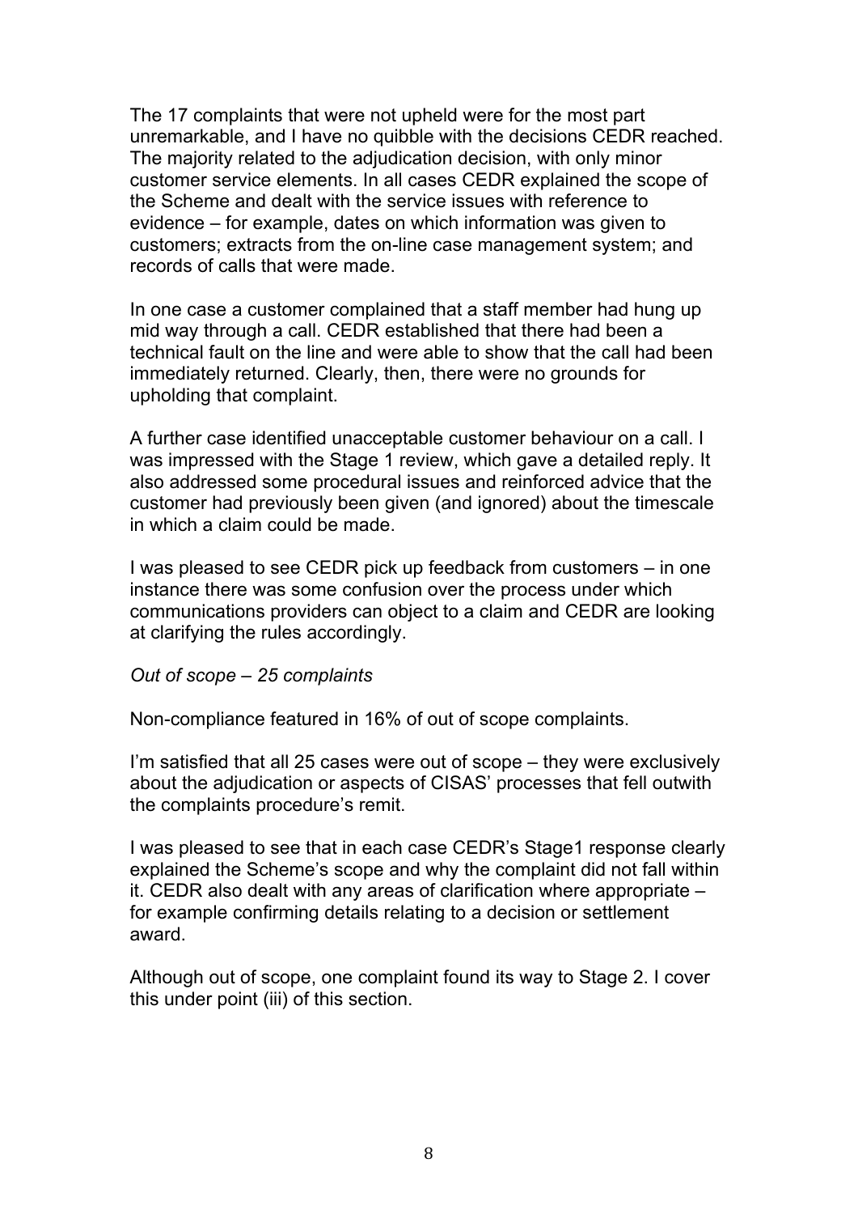The 17 complaints that were not upheld were for the most part unremarkable, and I have no quibble with the decisions CEDR reached. The majority related to the adjudication decision, with only minor customer service elements. In all cases CEDR explained the scope of the Scheme and dealt with the service issues with reference to evidence – for example, dates on which information was given to customers; extracts from the on-line case management system; and records of calls that were made.

In one case a customer complained that a staff member had hung up mid way through a call. CEDR established that there had been a technical fault on the line and were able to show that the call had been immediately returned. Clearly, then, there were no grounds for upholding that complaint.

A further case identified unacceptable customer behaviour on a call. I was impressed with the Stage 1 review, which gave a detailed reply. It also addressed some procedural issues and reinforced advice that the customer had previously been given (and ignored) about the timescale in which a claim could be made.

I was pleased to see CEDR pick up feedback from customers – in one instance there was some confusion over the process under which communications providers can object to a claim and CEDR are looking at clarifying the rules accordingly.

*Out of scope – 25 complaints*

Non-compliance featured in 16% of out of scope complaints.

I'm satisfied that all 25 cases were out of scope – they were exclusively about the adjudication or aspects of CISAS' processes that fell outwith the complaints procedure's remit.

I was pleased to see that in each case CEDR's Stage1 response clearly explained the Scheme's scope and why the complaint did not fall within it. CEDR also dealt with any areas of clarification where appropriate – for example confirming details relating to a decision or settlement award.

Although out of scope, one complaint found its way to Stage 2. I cover this under point (iii) of this section.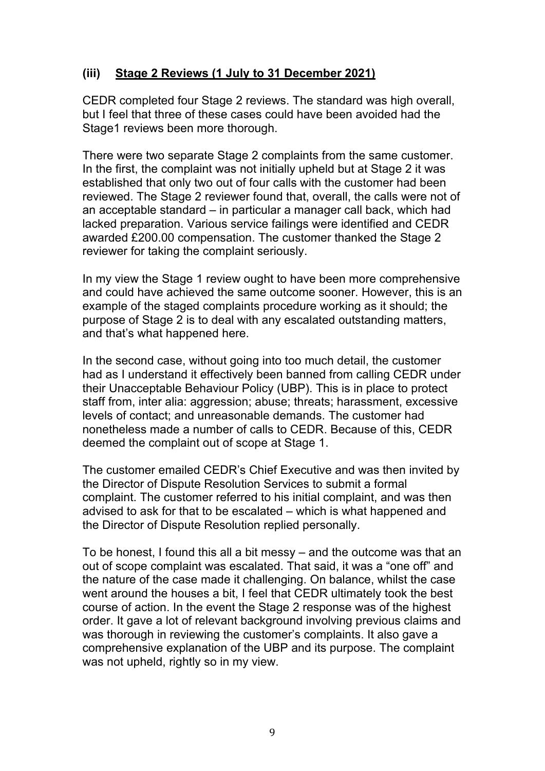### (iii) <u>Stage 2 Reviews (1 July to 31 December 2021)</u>

CEDR completed four Stage 2 reviews. The standard was high overall, but I feel that three of these cases could have been avoided had the Stage1 reviews been more thorough.

There were two separate Stage 2 complaints from the same customer. In the first, the complaint was not initially upheld but at Stage 2 it was established that only two out of four calls with the customer had been reviewed. The Stage 2 reviewer found that, overall, the calls were not of an acceptable standard – in particular a manager call back, which had lacked preparation. Various service failings were identified and CEDR awarded £200.00 compensation. The customer thanked the Stage 2 reviewer for taking the complaint seriously.

In my view the Stage 1 review ought to have been more comprehensive and could have achieved the same outcome sooner. However, this is an example of the staged complaints procedure working as it should; the purpose of Stage 2 is to deal with any escalated outstanding matters, and that's what happened here.

In the second case, without going into too much detail, the customer had as I understand it effectively been banned from calling CEDR under their Unacceptable Behaviour Policy (UBP). This is in place to protect staff from, inter alia: aggression; abuse; threats; harassment, excessive levels of contact; and unreasonable demands. The customer had nonetheless made a number of calls to CEDR. Because of this, CEDR deemed the complaint out of scope at Stage 1.

The customer emailed CEDR's Chief Executive and was then invited by the Director of Dispute Resolution Services to submit a formal complaint. The customer referred to his initial complaint, and was then advised to ask for that to be escalated – which is what happened and the Director of Dispute Resolution replied personally.

To be honest, I found this all a bit messy – and the outcome was that an out of scope complaint was escalated. That said, it was a "one off" and the nature of the case made it challenging. On balance, whilst the case went around the houses a bit, I feel that CEDR ultimately took the best course of action. In the event the Stage 2 response was of the highest order. It gave a lot of relevant background involving previous claims and was thorough in reviewing the customer's complaints. It also gave a comprehensive explanation of the UBP and its purpose. The complaint was not upheld, rightly so in my view.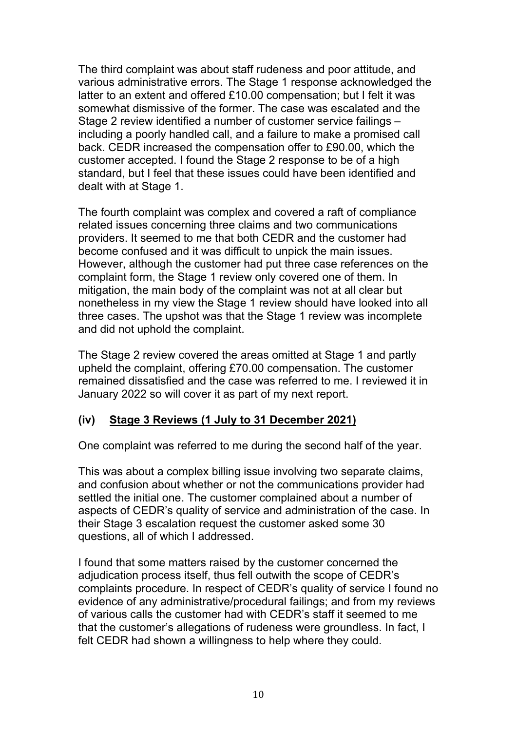The third complaint was about staff rudeness and poor attitude, and various administrative errors. The Stage 1 response acknowledged the latter to an extent and offered £10.00 compensation; but I felt it was somewhat dismissive of the former. The case was escalated and the Stage 2 review identified a number of customer service failings – including a poorly handled call, and a failure to make a promised call back. CEDR increased the compensation offer to £90.00, which the customer accepted. I found the Stage 2 response to be of a high standard, but I feel that these issues could have been identified and dealt with at Stage 1.

The fourth complaint was complex and covered a raft of compliance related issues concerning three claims and two communications providers. It seemed to me that both CEDR and the customer had become confused and it was difficult to unpick the main issues. However, although the customer had put three case references on the complaint form, the Stage 1 review only covered one of them. In mitigation, the main body of the complaint was not at all clear but nonetheless in my view the Stage 1 review should have looked into all three cases. The upshot was that the Stage 1 review was incomplete and did not uphold the complaint.

The Stage 2 review covered the areas omitted at Stage 1 and partly upheld the complaint, offering £70.00 compensation. The customer remained dissatisfied and the case was referred to me. I reviewed it in January 2022 so will cover it as part of my next report.

### (iv) Stage 3 Reviews (1 July to 31 December 2021)

One complaint was referred to me during the second half of the year.

This was about a complex billing issue involving two separate claims, and confusion about whether or not the communications provider had settled the initial one. The customer complained about a number of aspects of CEDR's quality of service and administration of the case. In their Stage 3 escalation request the customer asked some 30 questions, all of which I addressed.

I found that some matters raised by the customer concerned the adjudication process itself, thus fell outwith the scope of CEDR's complaints procedure. In respect of CEDR's quality of service I found no evidence of any administrative/procedural failings; and from my reviews of various calls the customer had with CEDR's staff it seemed to me that the customer's allegations of rudeness were groundless. In fact, I felt CEDR had shown a willingness to help where they could.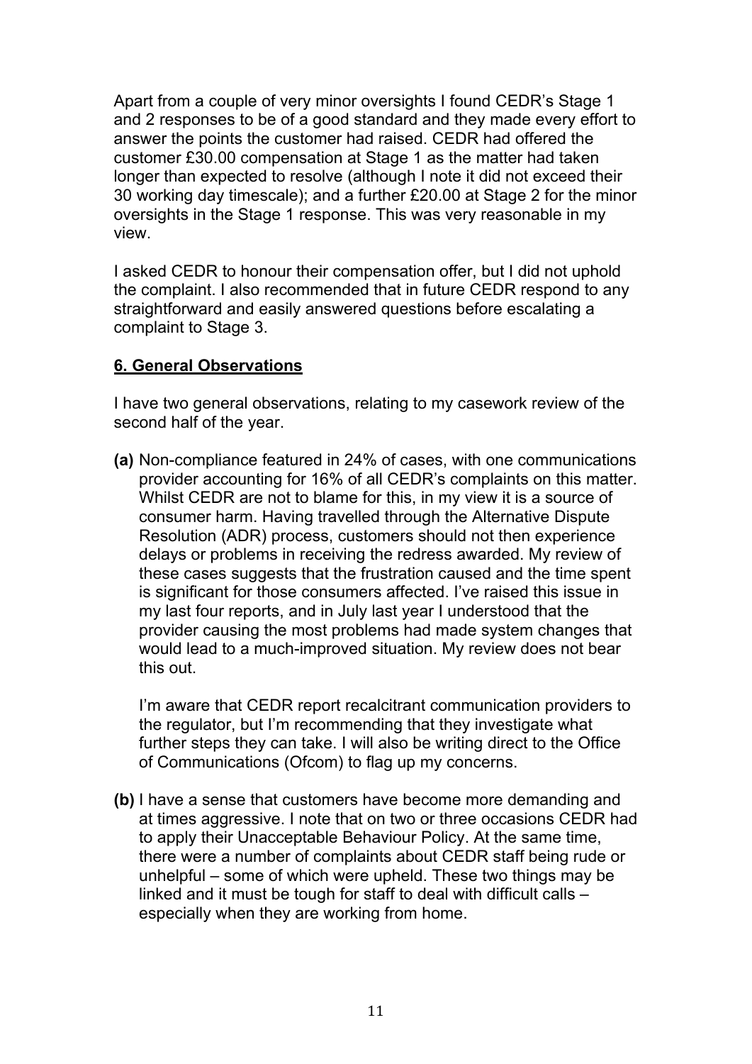Apart from a couple of very minor oversights I found CEDR's Stage 1 and 2 responses to be of a good standard and they made every effort to answer the points the customer had raised. CEDR had offered the customer £30.00 compensation at Stage 1 as the matter had taken longer than expected to resolve (although I note it did not exceed their 30 working day timescale); and a further £20.00 at Stage 2 for the minor oversights in the Stage 1 response. This was very reasonable in my view.

I asked CEDR to honour their compensation offer, but I did not uphold the complaint. I also recommended that in future CEDR respond to any straightforward and easily answered questions before escalating a complaint to Stage 3.

## 6. General Observations

I have two general observations, relating to my casework review of the second half of the year.

**(a)** Non-compliance featured in 24% of cases, with one communications provider accounting for 16% of all CEDR's complaints on this matter. Whilst CEDR are not to blame for this, in my view it is a source of consumer harm. Having travelled through the Alternative Dispute Resolution (ADR) process, customers should not then experience delays or problems in receiving the redress awarded. My review of these cases suggests that the frustration caused and the time spent is significant for those consumers affected. I've raised this issue in my last four reports, and in July last year I understood that the provider causing the most problems had made system changes that would lead to a much-improved situation. My review does not bear this out.

I'm aware that CEDR report recalcitrant communication providers to the regulator, but I'm recommending that they investigate what further steps they can take. I will also be writing direct to the Office of Communications (Ofcom) to flag up my concerns.

**(b)** I have a sense that customers have become more demanding and at times aggressive. I note that on two or three occasions CEDR had to apply their Unacceptable Behaviour Policy. At the same time, there were a number of complaints about CEDR staff being rude or unhelpful – some of which were upheld. These two things may be linked and it must be tough for staff to deal with difficult calls – especially when they are working from home.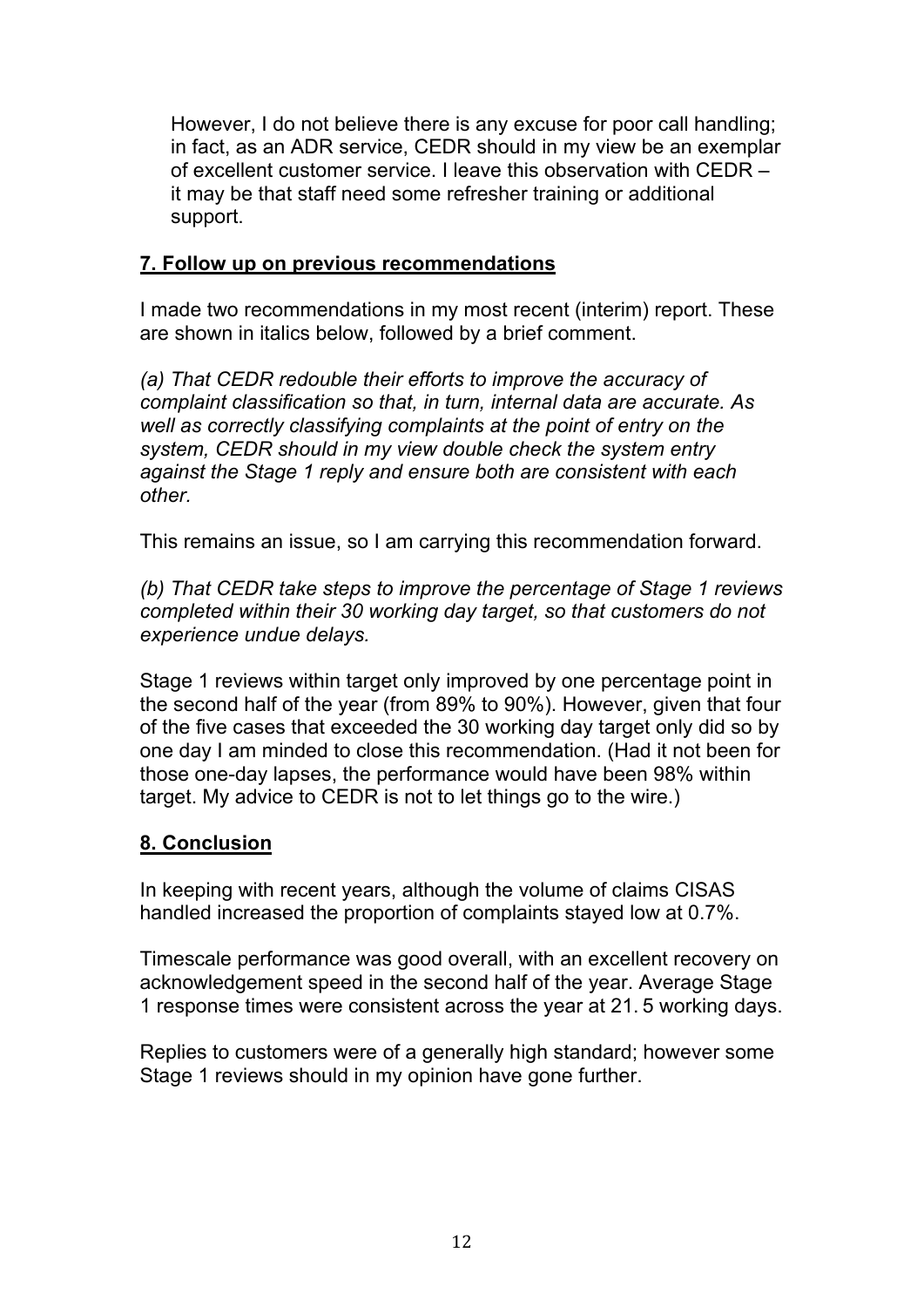However, I do not believe there is any excuse for poor call handling; in fact, as an ADR service, CEDR should in my view be an exemplar of excellent customer service. I leave this observation with CEDR – it may be that staff need some refresher training or additional support.

## 7. Follow up on previous recommendations

I made two recommendations in my most recent (interim) report. These are shown in italics below, followed by a brief comment.

*(a) That CEDR redouble their efforts to improve the accuracy of complaint classification so that, in turn, internal data are accurate. As well as correctly classifying complaints at the point of entry on the system, CEDR should in my view double check the system entry against the Stage 1 reply and ensure both are consistent with each other.*

This remains an issue, so I am carrying this recommendation forward.

*(b) That CEDR take steps to improve the percentage of Stage 1 reviews completed within their 30 working day target, so that customers do not experience undue delays.*

Stage 1 reviews within target only improved by one percentage point in the second half of the year (from 89% to 90%). However, given that four of the five cases that exceeded the 30 working day target only did so by one day I am minded to close this recommendation. (Had it not been for those one-day lapses, the performance would have been 98% within target. My advice to CEDR is not to let things go to the wire.)

## 8. Conclusion

In keeping with recent years, although the volume of claims CISAS handled increased the proportion of complaints stayed low at 0.7%.

Timescale performance was good overall, with an excellent recovery on acknowledgement speed in the second half of the year. Average Stage 1 response times were consistent across the year at 21. 5 working days.

Replies to customers were of a generally high standard; however some Stage 1 reviews should in my opinion have gone further.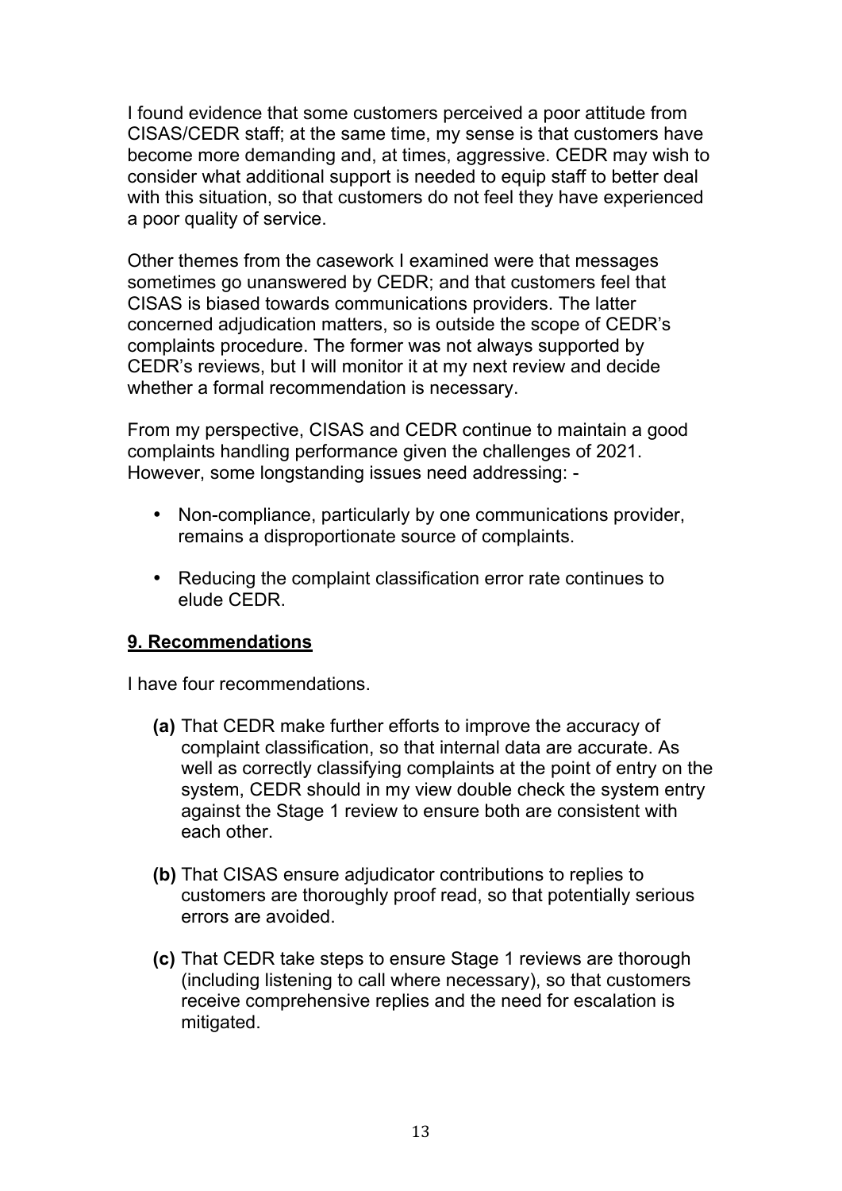I found evidence that some customers perceived a poor attitude from CISAS/CEDR staff; at the same time, my sense is that customers have become more demanding and, at times, aggressive. CEDR may wish to consider what additional support is needed to equip staff to better deal with this situation, so that customers do not feel they have experienced a poor quality of service.

Other themes from the casework I examined were that messages sometimes go unanswered by CEDR; and that customers feel that CISAS is biased towards communications providers. The latter concerned adjudication matters, so is outside the scope of CEDR's complaints procedure. The former was not always supported by CEDR's reviews, but I will monitor it at my next review and decide whether a formal recommendation is necessary.

From my perspective, CISAS and CEDR continue to maintain a good complaints handling performance given the challenges of 2021. However, some longstanding issues need addressing: -

- Non-compliance, particularly by one communications provider, remains a disproportionate source of complaints.
- Reducing the complaint classification error rate continues to elude CEDR.

## 9. Recommendations

I have four recommendations.

**(a)** That CEDR make further efforts to improve the accuracy of complaint classification, so that internal data are accurate. As well as correctly classifying complaints at the point of entry on the system, CEDR should in my view double check the system entry against the Stage 1 review to ensure both are consistent with each other.

**(b)** That CISAS ensure adjudicator contributions to replies to customers are thoroughly proof read, so that potentially serious errors are avoided.

**(c)** That CEDR take steps to ensure Stage 1 reviews are thorough (including listening to call where necessary), so that customers receive comprehensive replies and the need for escalation is mitigated.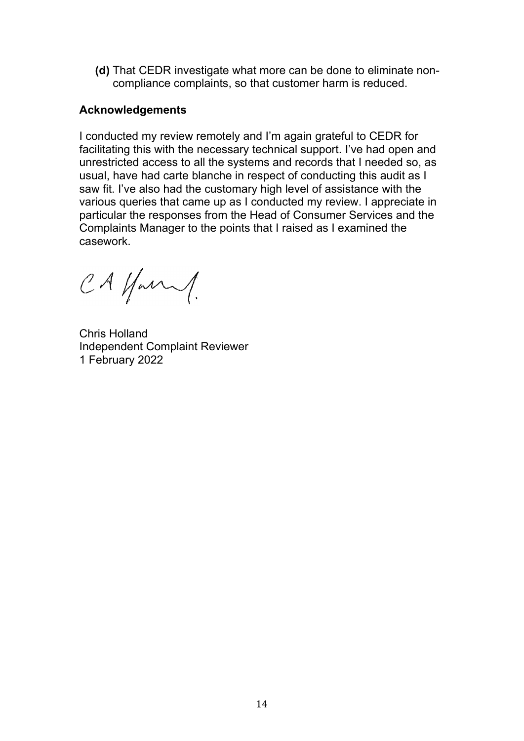**(d)** That CEDR investigate what more can be done to eliminate non-compliance complaints, so that customer harm is reduced.

### Acknowledgements

I conducted my review remotely and I'm again grateful to CEDR for facilitating this with the necessary technical support. I've had open and unrestricted access to all the systems and records that I needed so, as usual, have had carte blanche in respect of conducting this audit as I saw fit. I've also had the customary high level of assistance with the various queries that came up as I conducted my review. I appreciate in particular the responses from the Head of Consumer Services and the Complaints Manager to the points that I raised as I examined the casework.

Chris Holland
Independent Complaint Reviewer
1 February 2022